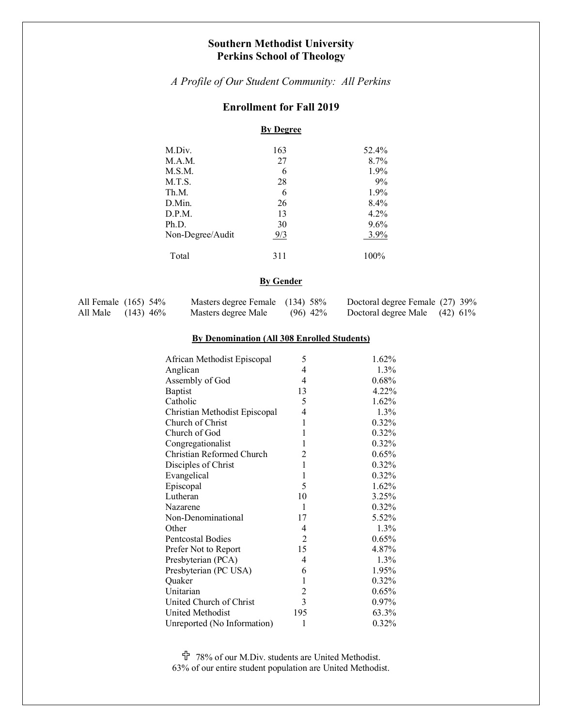# Southern Methodist University
# Perkins School of Theology

*A Profile of Our Student Community: All Perkins*

## Enrollment for Fall 2019

### By Degree

| Degree | Count | Percent |
|---|---|---|
| M.Div. | 163 | 52.4% |
| M.A.M. | 27 | 8.7% |
| M.S.M. | 6 | 1.9% |
| M.T.S. | 28 | 9% |
| Th.M. | 6 | 1.9% |
| D.Min. | 26 | 8.4% |
| D.P.M. | 13 | 4.2% |
| Ph.D. | 30 | 9.6% |
| Non-Degree/Audit | 9/3 | 3.9% |
| Total | 311 | 100% |

### By Gender

| All | Masters degree | Doctoral degree |
|---|---|---|
| All Female (165) 54% | Masters degree Female (134) 58% | Doctoral degree Female (27) 39% |
| All Male (143) 46% | Masters degree Male (96) 42% | Doctoral degree Male (42) 61% |

### By Denomination (All 308 Enrolled Students)

| Denomination | Count | Percent |
|---|---|---|
| African Methodist Episcopal | 5 | 1.62% |
| Anglican | 4 | 1.3% |
| Assembly of God | 4 | 0.68% |
| Baptist | 13 | 4.22% |
| Catholic | 5 | 1.62% |
| Christian Methodist Episcopal | 4 | 1.3% |
| Church of Christ | 1 | 0.32% |
| Church of God | 1 | 0.32% |
| Congregationalist | 1 | 0.32% |
| Christian Reformed Church | 2 | 0.65% |
| Disciples of Christ | 1 | 0.32% |
| Evangelical | 1 | 0.32% |
| Episcopal | 5 | 1.62% |
| Lutheran | 10 | 3.25% |
| Nazarene | 1 | 0.32% |
| Non-Denominational | 17 | 5.52% |
| Other | 4 | 1.3% |
| Pentcostal Bodies | 2 | 0.65% |
| Prefer Not to Report | 15 | 4.87% |
| Presbyterian (PCA) | 4 | 1.3% |
| Presbyterian (PC USA) | 6 | 1.95% |
| Quaker | 1 | 0.32% |
| Unitarian | 2 | 0.65% |
| United Church of Christ | 3 | 0.97% |
| United Methodist | 195 | 63.3% |
| Unreported (No Information) | 1 | 0.32% |

✞ 78% of our M.Div. students are United Methodist.
63% of our entire student population are United Methodist.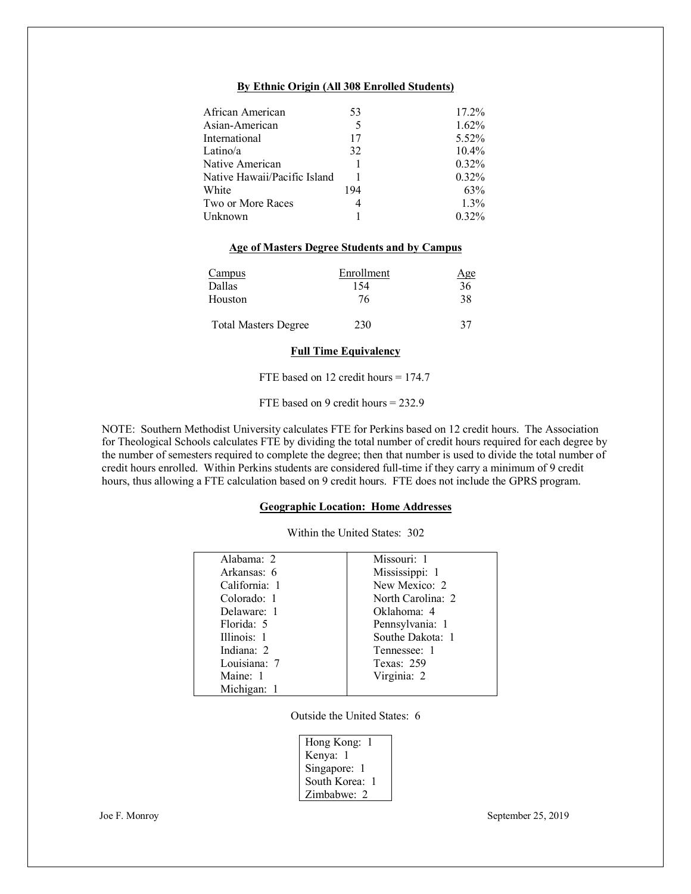## By Ethnic Origin (All 308 Enrolled Students)

| | | |
|---|---|---|
| African American | 53 | 17.2% |
| Asian-American | 5 | 1.62% |
| International | 17 | 5.52% |
| Latino/a | 32 | 10.4% |
| Native American | 1 | 0.32% |
| Native Hawaii/Pacific Island | 1 | 0.32% |
| White | 194 | 63% |
| Two or More Races | 4 | 1.3% |
| Unknown | 1 | 0.32% |

## Age of Masters Degree Students and by Campus

| Campus | Enrollment | Age |
|---|---|---|
| Dallas | 154 | 36 |
| Houston | 76 | 38 |
| Total Masters Degree | 230 | 37 |

## Full Time Equivalency

FTE based on 12 credit hours = 174.7

FTE based on 9 credit hours = 232.9

NOTE: Southern Methodist University calculates FTE for Perkins based on 12 credit hours. The Association for Theological Schools calculates FTE by dividing the total number of credit hours required for each degree by the number of semesters required to complete the degree; then that number is used to divide the total number of credit hours enrolled. Within Perkins students are considered full-time if they carry a minimum of 9 credit hours, thus allowing a FTE calculation based on 9 credit hours. FTE does not include the GPRS program.

## Geographic Location: Home Addresses

Within the United States: 302

| | |
|---|---|
| Alabama: 2 | Missouri: 1 |
| Arkansas: 6 | Mississippi: 1 |
| California: 1 | New Mexico: 2 |
| Colorado: 1 | North Carolina: 2 |
| Delaware: 1 | Oklahoma: 4 |
| Florida: 5 | Pennsylvania: 1 |
| Illinois: 1 | Southe Dakota: 1 |
| Indiana: 2 | Tennessee: 1 |
| Louisiana: 7 | Texas: 259 |
| Maine: 1 | Virginia: 2 |
| Michigan: 1 | |

Outside the United States: 6

| |
|---|
| Hong Kong: 1 |
| Kenya: 1 |
| Singapore: 1 |
| South Korea: 1 |
| Zimbabwe: 2 |

Joe F. Monroy

September 25, 2019